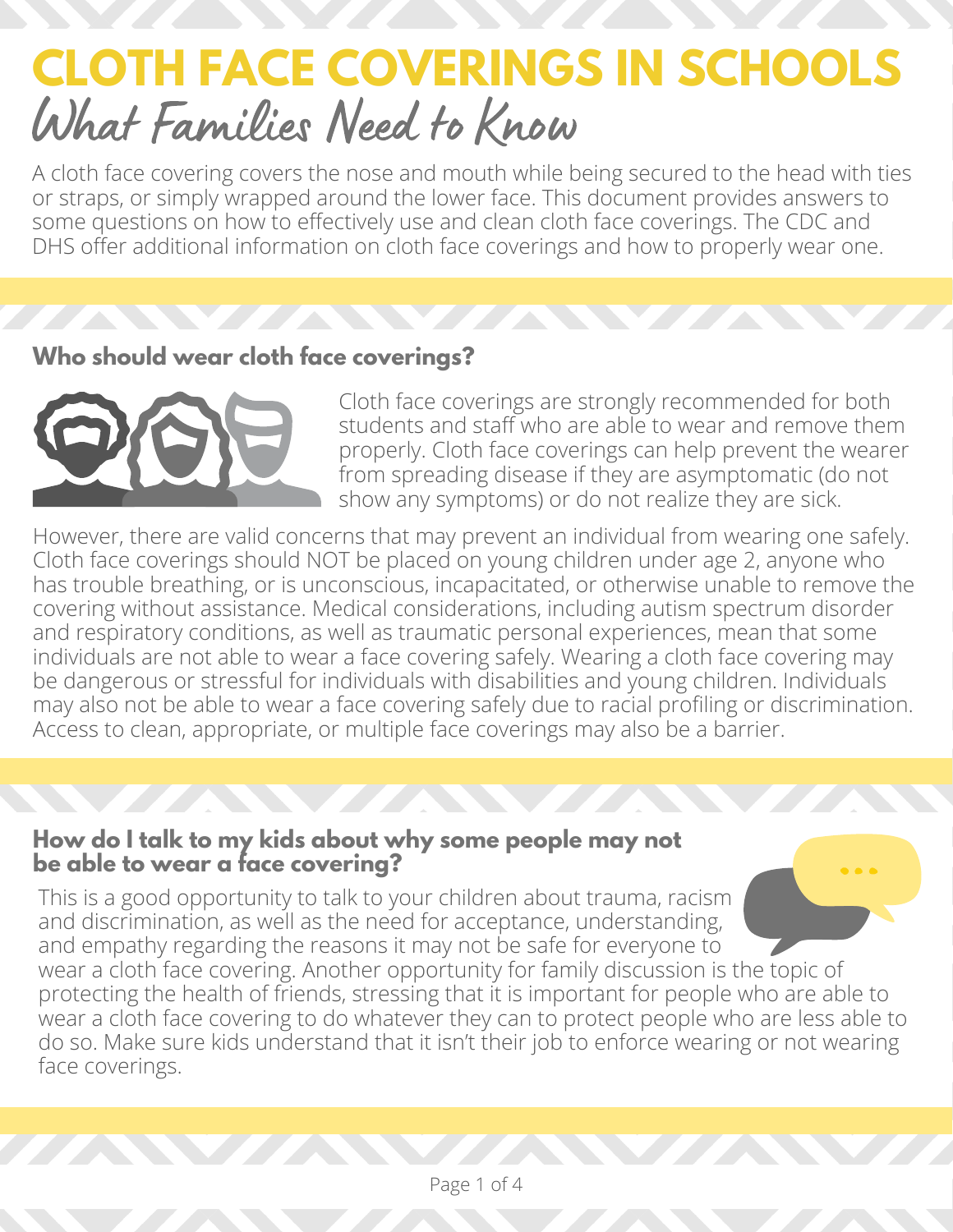# CLOTH FACE COVERINGS IN SCHOOLS

## What Families Need to Know

A cloth face covering covers the nose and mouth while being secured to the head with ties or straps, or simply wrapped around the lower face. This document provides answers to some questions on how to effectively use and clean cloth face coverings. The CDC and DHS offer additional information on cloth face coverings and how to properly wear one.

### Who should wear cloth face coverings?

Cloth face coverings are strongly recommended for both students and staff who are able to wear and remove them properly. Cloth face coverings can help prevent the wearer from spreading disease if they are asymptomatic (do not show any symptoms) or do not realize they are sick.

However, there are valid concerns that may prevent an individual from wearing one safely. Cloth face coverings should NOT be placed on young children under age 2, anyone who has trouble breathing, or is unconscious, incapacitated, or otherwise unable to remove the covering without assistance. Medical considerations, including autism spectrum disorder and respiratory conditions, as well as traumatic personal experiences, mean that some individuals are not able to wear a face covering safely. Wearing a cloth face covering may be dangerous or stressful for individuals with disabilities and young children. Individuals may also not be able to wear a face covering safely due to racial profiling or discrimination. Access to clean, appropriate, or multiple face coverings may also be a barrier.

### How do I talk to my kids about why some people may not be able to wear a face covering?

This is a good opportunity to talk to your children about trauma, racism and discrimination, as well as the need for acceptance, understanding, and empathy regarding the reasons it may not be safe for everyone to wear a cloth face covering. Another opportunity for family discussion is the topic of protecting the health of friends, stressing that it is important for people who are able to wear a cloth face covering to do whatever they can to protect people who are less able to do so. Make sure kids understand that it isn't their job to enforce wearing or not wearing face coverings.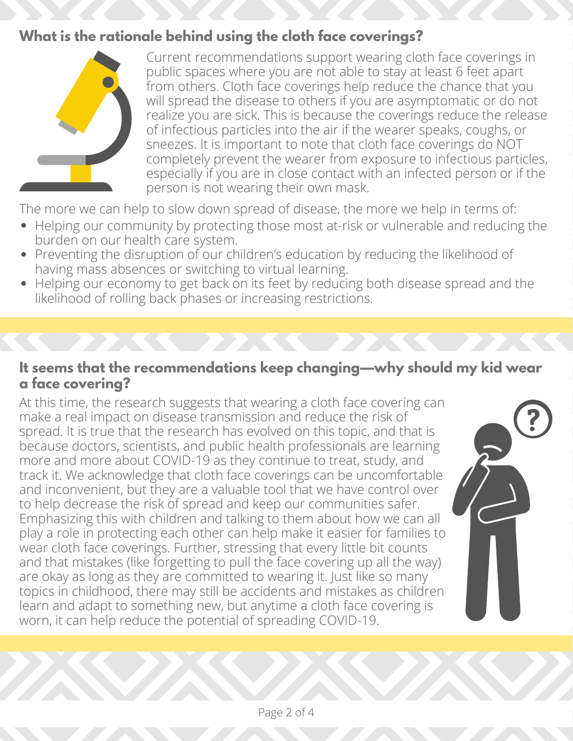## What is the rationale behind using the cloth face coverings?

Current recommendations support wearing cloth face coverings in public spaces where you are not able to stay at least 6 feet apart from others. Cloth face coverings help reduce the chance that you will spread the disease to others if you are asymptomatic or do not realize you are sick. This is because the coverings reduce the release of infectious particles into the air if the wearer speaks, coughs, or sneezes. It is important to note that cloth face coverings do NOT completely prevent the wearer from exposure to infectious particles, especially if you are in close contact with an infected person or if the person is not wearing their own mask.

The more we can help to slow down spread of disease, the more we help in terms of:

- Helping our community by protecting those most at-risk or vulnerable and reducing the burden on our health care system.
- Preventing the disruption of our children's education by reducing the likelihood of having mass absences or switching to virtual learning.
- Helping our economy to get back on its feet by reducing both disease spread and the likelihood of rolling back phases or increasing restrictions.

## It seems that the recommendations keep changing—why should my kid wear a face covering?

At this time, the research suggests that wearing a cloth face covering can make a real impact on disease transmission and reduce the risk of spread. It is true that the research has evolved on this topic, and that is because doctors, scientists, and public health professionals are learning more and more about COVID-19 as they continue to treat, study, and track it. We acknowledge that cloth face coverings can be uncomfortable and inconvenient, but they are a valuable tool that we have control over to help decrease the risk of spread and keep our communities safer. Emphasizing this with children and talking to them about how we can all play a role in protecting each other can help make it easier for families to wear cloth face coverings. Further, stressing that every little bit counts and that mistakes (like forgetting to pull the face covering up all the way) are okay as long as they are committed to wearing it. Just like so many topics in childhood, there may still be accidents and mistakes as children learn and adapt to something new, but anytime a cloth face covering is worn, it can help reduce the potential of spreading COVID-19.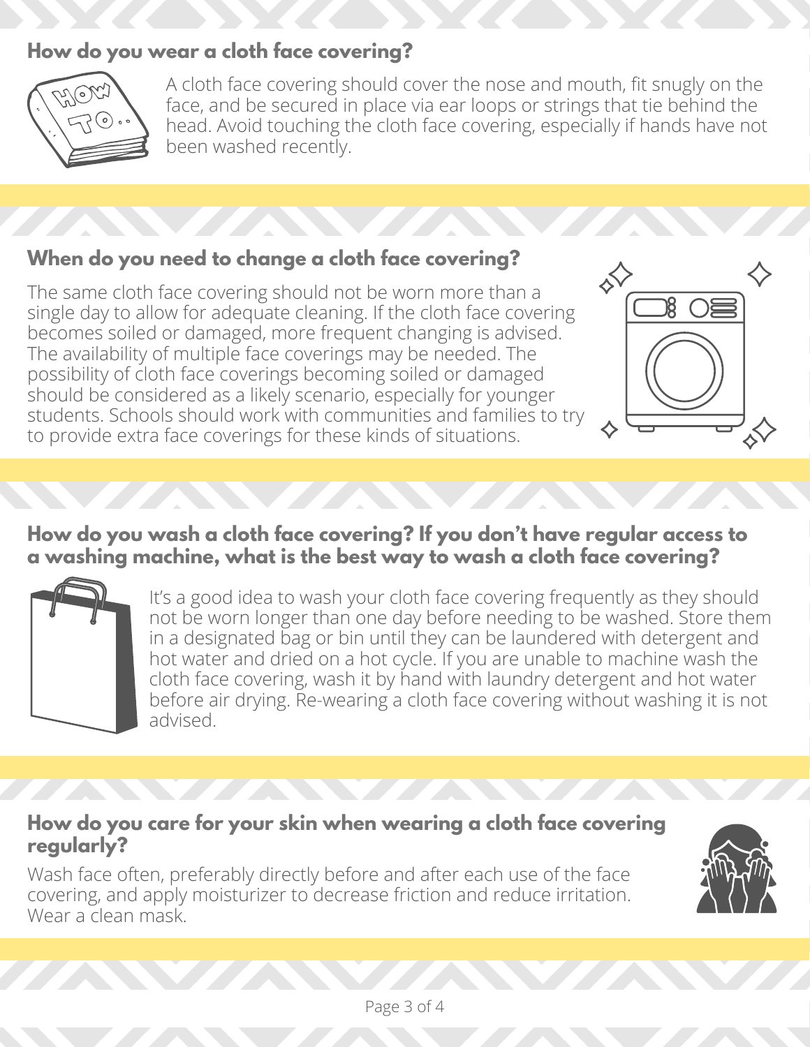## How do you wear a cloth face covering?

A cloth face covering should cover the nose and mouth, fit snugly on the face, and be secured in place via ear loops or strings that tie behind the head. Avoid touching the cloth face covering, especially if hands have not been washed recently.

## When do you need to change a cloth face covering?

The same cloth face covering should not be worn more than a single day to allow for adequate cleaning. If the cloth face covering becomes soiled or damaged, more frequent changing is advised. The availability of multiple face coverings may be needed. The possibility of cloth face coverings becoming soiled or damaged should be considered as a likely scenario, especially for younger students. Schools should work with communities and families to try to provide extra face coverings for these kinds of situations.

## How do you wash a cloth face covering? If you don't have regular access to a washing machine, what is the best way to wash a cloth face covering?

It's a good idea to wash your cloth face covering frequently as they should not be worn longer than one day before needing to be washed. Store them in a designated bag or bin until they can be laundered with detergent and hot water and dried on a hot cycle. If you are unable to machine wash the cloth face covering, wash it by hand with laundry detergent and hot water before air drying. Re-wearing a cloth face covering without washing it is not advised.

## How do you care for your skin when wearing a cloth face covering regularly?

Wash face often, preferably directly before and after each use of the face covering, and apply moisturizer to decrease friction and reduce irritation. Wear a clean mask.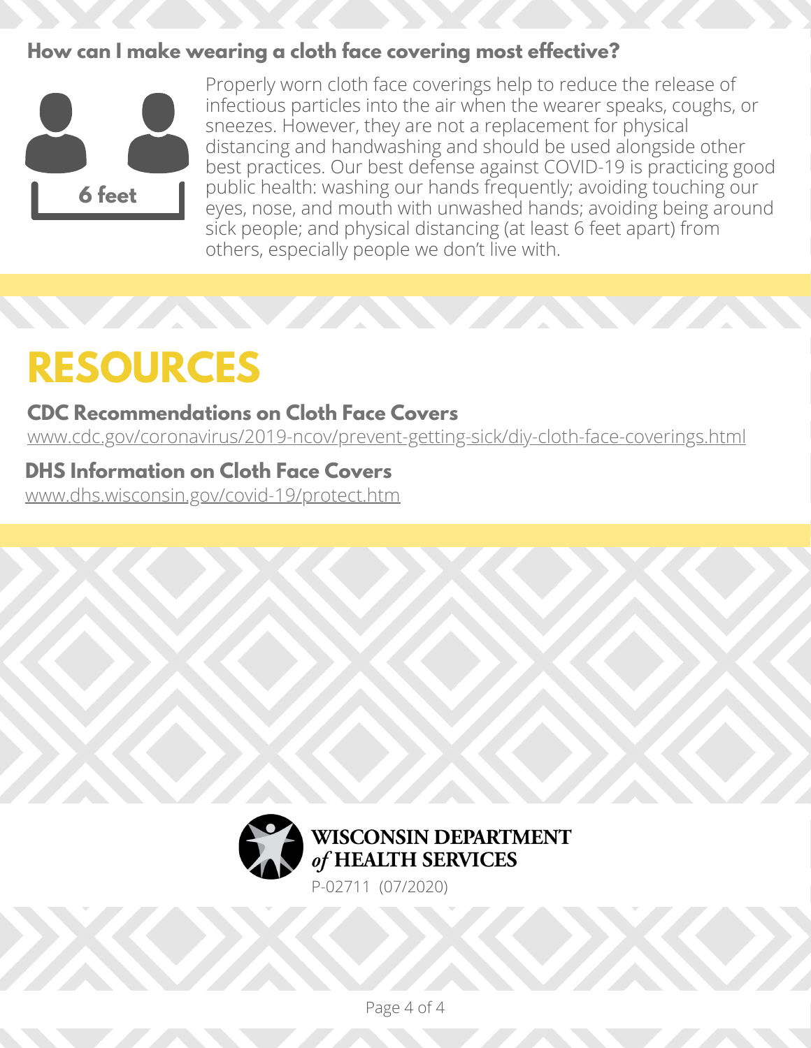### How can I make wearing a cloth face covering most effective?

6 feet

Properly worn cloth face coverings help to reduce the release of infectious particles into the air when the wearer speaks, coughs, or sneezes. However, they are not a replacement for physical distancing and handwashing and should be used alongside other best practices. Our best defense against COVID-19 is practicing good public health: washing our hands frequently; avoiding touching our eyes, nose, and mouth with unwashed hands; avoiding being around sick people; and physical distancing (at least 6 feet apart) from others, especially people we don't live with.

# RESOURCES

### CDC Recommendations on Cloth Face Covers

www.cdc.gov/coronavirus/2019-ncov/prevent-getting-sick/diy-cloth-face-coverings.html

### DHS Information on Cloth Face Covers

www.dhs.wisconsin.gov/covid-19/protect.htm

WISCONSIN DEPARTMENT *of* HEALTH SERVICES

P-02711 (07/2020)